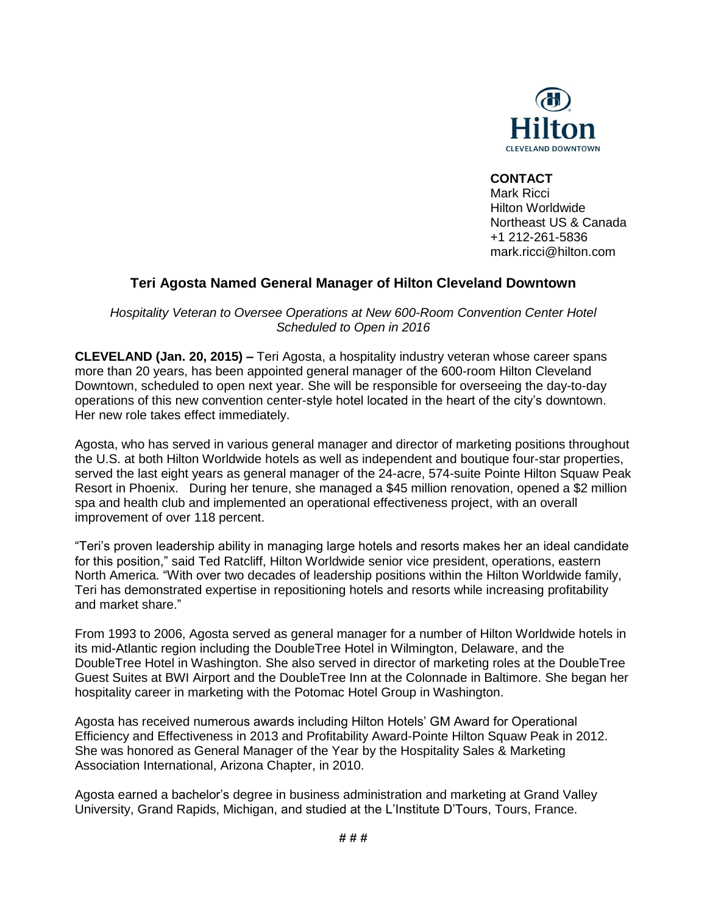Hilton
CLEVELAND DOWNTOWN

**CONTACT**
Mark Ricci
Hilton Worldwide
Northeast US & Canada
+1 212-261-5836
mark.ricci@hilton.com

# Teri Agosta Named General Manager of Hilton Cleveland Downtown

*Hospitality Veteran to Oversee Operations at New 600-Room Convention Center Hotel Scheduled to Open in 2016*

**CLEVELAND (Jan. 20, 2015) –** Teri Agosta, a hospitality industry veteran whose career spans more than 20 years, has been appointed general manager of the 600-room Hilton Cleveland Downtown, scheduled to open next year. She will be responsible for overseeing the day-to-day operations of this new convention center-style hotel located in the heart of the city's downtown. Her new role takes effect immediately.

Agosta, who has served in various general manager and director of marketing positions throughout the U.S. at both Hilton Worldwide hotels as well as independent and boutique four-star properties, served the last eight years as general manager of the 24-acre, 574-suite Pointe Hilton Squaw Peak Resort in Phoenix. During her tenure, she managed a $45 million renovation, opened a $2 million spa and health club and implemented an operational effectiveness project, with an overall improvement of over 118 percent.

"Teri's proven leadership ability in managing large hotels and resorts makes her an ideal candidate for this position," said Ted Ratcliff, Hilton Worldwide senior vice president, operations, eastern North America. "With over two decades of leadership positions within the Hilton Worldwide family, Teri has demonstrated expertise in repositioning hotels and resorts while increasing profitability and market share."

From 1993 to 2006, Agosta served as general manager for a number of Hilton Worldwide hotels in its mid-Atlantic region including the DoubleTree Hotel in Wilmington, Delaware, and the DoubleTree Hotel in Washington. She also served in director of marketing roles at the DoubleTree Guest Suites at BWI Airport and the DoubleTree Inn at the Colonnade in Baltimore. She began her hospitality career in marketing with the Potomac Hotel Group in Washington.

Agosta has received numerous awards including Hilton Hotels' GM Award for Operational Efficiency and Effectiveness in 2013 and Profitability Award-Pointe Hilton Squaw Peak in 2012. She was honored as General Manager of the Year by the Hospitality Sales & Marketing Association International, Arizona Chapter, in 2010.

Agosta earned a bachelor's degree in business administration and marketing at Grand Valley University, Grand Rapids, Michigan, and studied at the L'Institute D'Tours, Tours, France.

# # #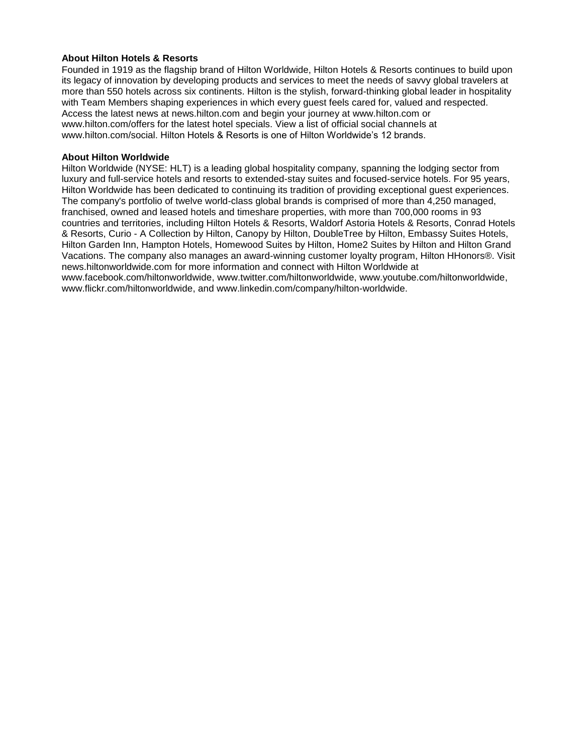**About Hilton Hotels & Resorts**

Founded in 1919 as the flagship brand of Hilton Worldwide, Hilton Hotels & Resorts continues to build upon its legacy of innovation by developing products and services to meet the needs of savvy global travelers at more than 550 hotels across six continents. Hilton is the stylish, forward-thinking global leader in hospitality with Team Members shaping experiences in which every guest feels cared for, valued and respected. Access the latest news at news.hilton.com and begin your journey at www.hilton.com or www.hilton.com/offers for the latest hotel specials. View a list of official social channels at www.hilton.com/social. Hilton Hotels & Resorts is one of Hilton Worldwide's 12 brands.

**About Hilton Worldwide**

Hilton Worldwide (NYSE: HLT) is a leading global hospitality company, spanning the lodging sector from luxury and full-service hotels and resorts to extended-stay suites and focused-service hotels. For 95 years, Hilton Worldwide has been dedicated to continuing its tradition of providing exceptional guest experiences. The company's portfolio of twelve world-class global brands is comprised of more than 4,250 managed, franchised, owned and leased hotels and timeshare properties, with more than 700,000 rooms in 93 countries and territories, including Hilton Hotels & Resorts, Waldorf Astoria Hotels & Resorts, Conrad Hotels & Resorts, Curio - A Collection by Hilton, Canopy by Hilton, DoubleTree by Hilton, Embassy Suites Hotels, Hilton Garden Inn, Hampton Hotels, Homewood Suites by Hilton, Home2 Suites by Hilton and Hilton Grand Vacations. The company also manages an award-winning customer loyalty program, Hilton HHonors®. Visit news.hiltonworldwide.com for more information and connect with Hilton Worldwide at www.facebook.com/hiltonworldwide, www.twitter.com/hiltonworldwide, www.youtube.com/hiltonworldwide, www.flickr.com/hiltonworldwide, and www.linkedin.com/company/hilton-worldwide.